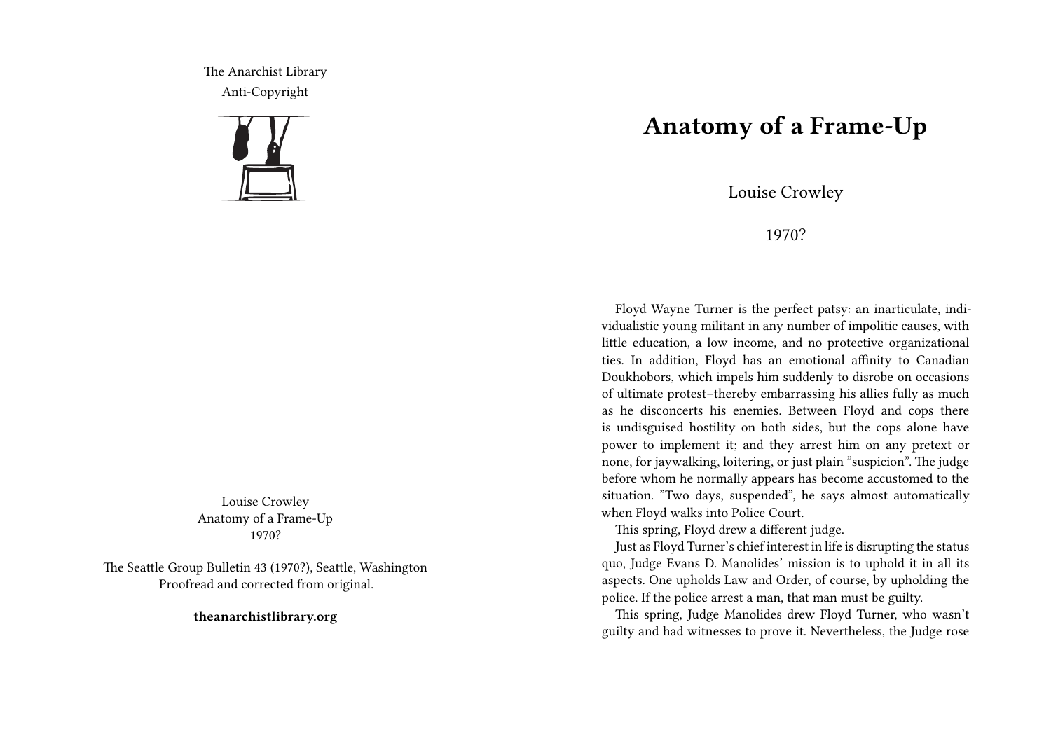The Anarchist Library
Anti-Copyright

Louise Crowley
Anatomy of a Frame-Up
1970?

The Seattle Group Bulletin 43 (1970?), Seattle, Washington
Proofread and corrected from original.

**theanarchistlibrary.org**

# Anatomy of a Frame-Up

Louise Crowley

1970?

Floyd Wayne Turner is the perfect patsy: an inarticulate, individualistic young militant in any number of impolitic causes, with little education, a low income, and no protective organizational ties. In addition, Floyd has an emotional affinity to Canadian Doukhobors, which impels him suddenly to disrobe on occasions of ultimate protest–thereby embarrassing his allies fully as much as he disconcerts his enemies. Between Floyd and cops there is undisguised hostility on both sides, but the cops alone have power to implement it; and they arrest him on any pretext or none, for jaywalking, loitering, or just plain "suspicion". The judge before whom he normally appears has become accustomed to the situation. "Two days, suspended", he says almost automatically when Floyd walks into Police Court.

This spring, Floyd drew a different judge.

Just as Floyd Turner's chief interest in life is disrupting the status quo, Judge Evans D. Manolides' mission is to uphold it in all its aspects. One upholds Law and Order, of course, by upholding the police. If the police arrest a man, that man must be guilty.

This spring, Judge Manolides drew Floyd Turner, who wasn't guilty and had witnesses to prove it. Nevertheless, the Judge rose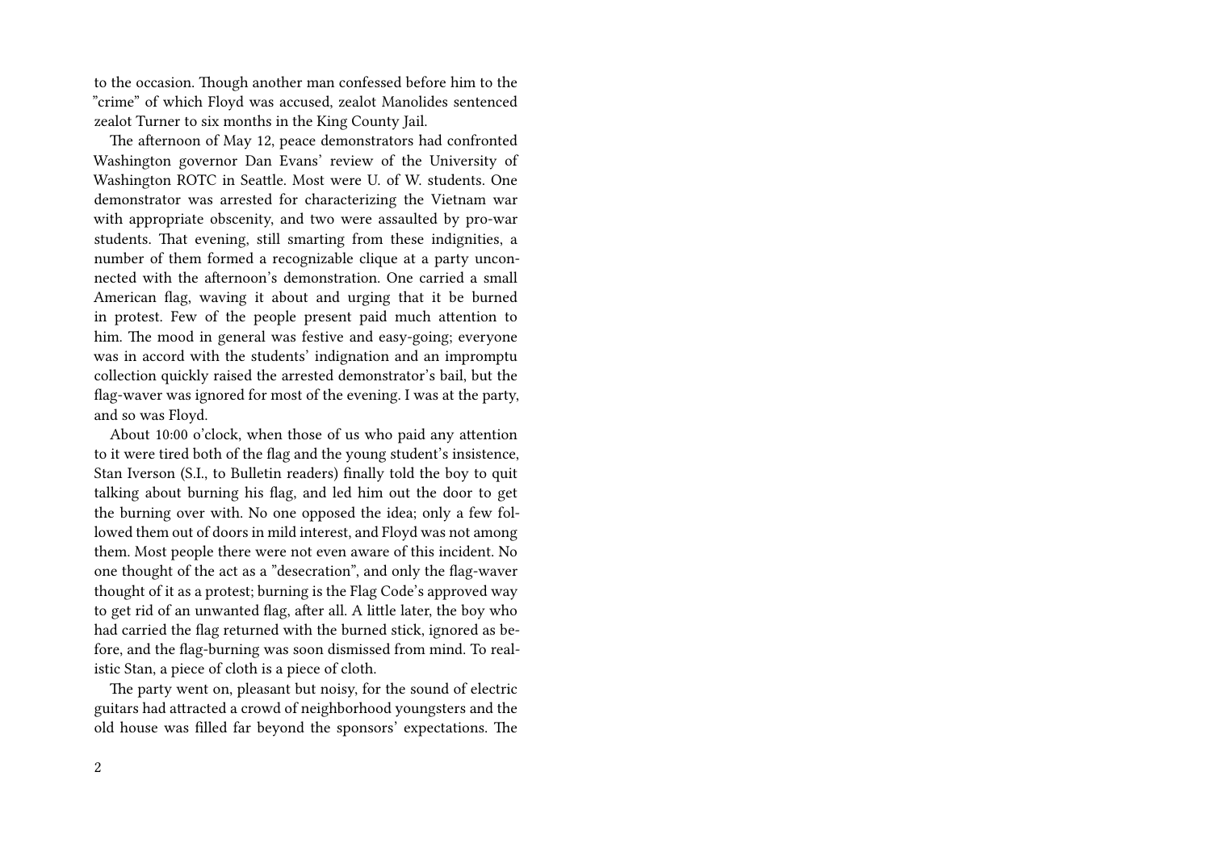to the occasion. Though another man confessed before him to the "crime" of which Floyd was accused, zealot Manolides sentenced zealot Turner to six months in the King County Jail.

The afternoon of May 12, peace demonstrators had confronted Washington governor Dan Evans' review of the University of Washington ROTC in Seattle. Most were U. of W. students. One demonstrator was arrested for characterizing the Vietnam war with appropriate obscenity, and two were assaulted by pro-war students. That evening, still smarting from these indignities, a number of them formed a recognizable clique at a party unconnected with the afternoon's demonstration. One carried a small American flag, waving it about and urging that it be burned in protest. Few of the people present paid much attention to him. The mood in general was festive and easy-going; everyone was in accord with the students' indignation and an impromptu collection quickly raised the arrested demonstrator's bail, but the flag-waver was ignored for most of the evening. I was at the party, and so was Floyd.

About 10:00 o'clock, when those of us who paid any attention to it were tired both of the flag and the young student's insistence, Stan Iverson (S.I., to Bulletin readers) finally told the boy to quit talking about burning his flag, and led him out the door to get the burning over with. No one opposed the idea; only a few followed them out of doors in mild interest, and Floyd was not among them. Most people there were not even aware of this incident. No one thought of the act as a "desecration", and only the flag-waver thought of it as a protest; burning is the Flag Code's approved way to get rid of an unwanted flag, after all. A little later, the boy who had carried the flag returned with the burned stick, ignored as before, and the flag-burning was soon dismissed from mind. To realistic Stan, a piece of cloth is a piece of cloth.

The party went on, pleasant but noisy, for the sound of electric guitars had attracted a crowd of neighborhood youngsters and the old house was filled far beyond the sponsors' expectations. The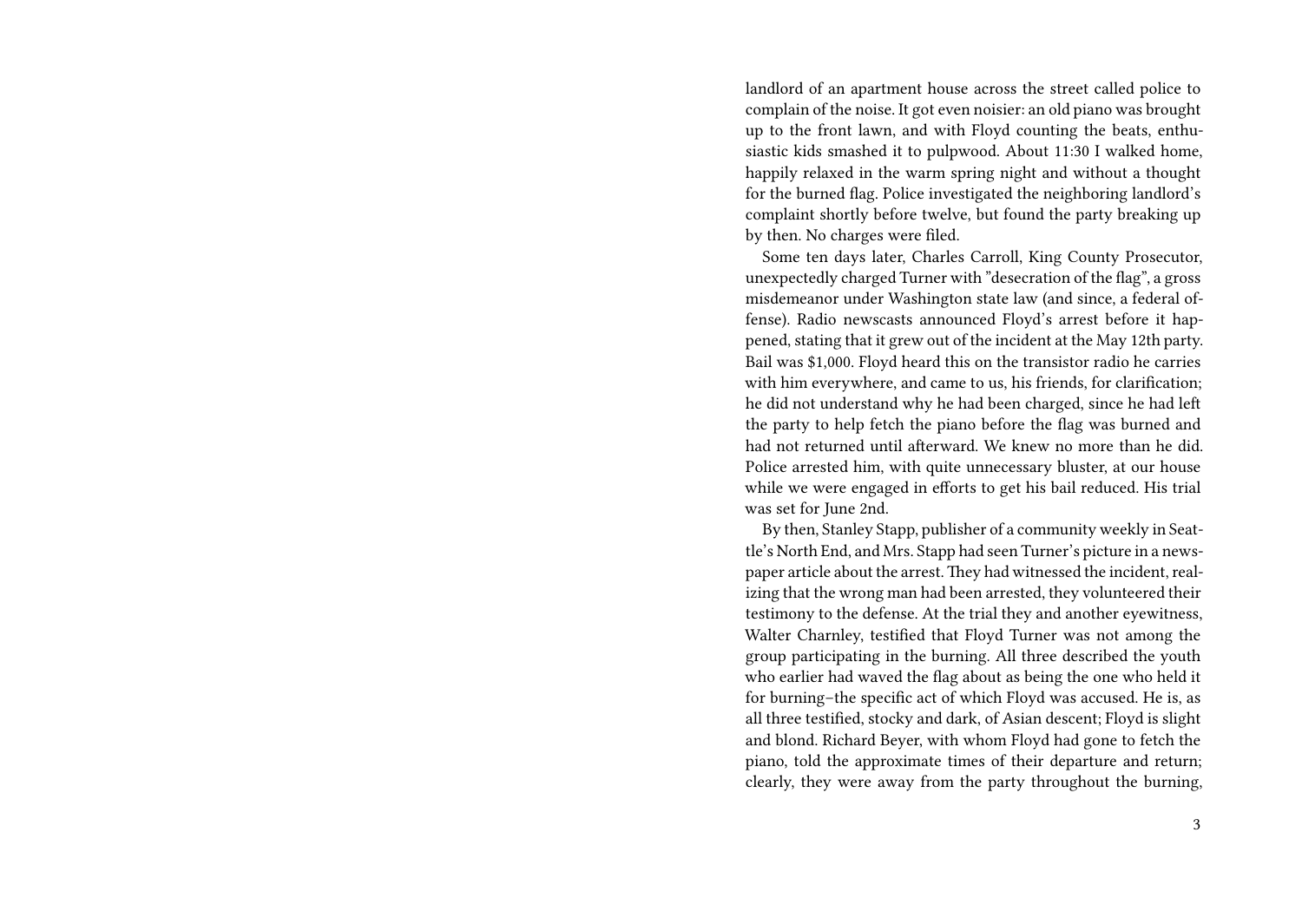landlord of an apartment house across the street called police to complain of the noise. It got even noisier: an old piano was brought up to the front lawn, and with Floyd counting the beats, enthusiastic kids smashed it to pulpwood. About 11:30 I walked home, happily relaxed in the warm spring night and without a thought for the burned flag. Police investigated the neighboring landlord's complaint shortly before twelve, but found the party breaking up by then. No charges were filed.

Some ten days later, Charles Carroll, King County Prosecutor, unexpectedly charged Turner with "desecration of the flag", a gross misdemeanor under Washington state law (and since, a federal offense). Radio newscasts announced Floyd's arrest before it happened, stating that it grew out of the incident at the May 12th party. Bail was $1,000. Floyd heard this on the transistor radio he carries with him everywhere, and came to us, his friends, for clarification; he did not understand why he had been charged, since he had left the party to help fetch the piano before the flag was burned and had not returned until afterward. We knew no more than he did. Police arrested him, with quite unnecessary bluster, at our house while we were engaged in efforts to get his bail reduced. His trial was set for June 2nd.

By then, Stanley Stapp, publisher of a community weekly in Seattle's North End, and Mrs. Stapp had seen Turner's picture in a newspaper article about the arrest. They had witnessed the incident, realizing that the wrong man had been arrested, they volunteered their testimony to the defense. At the trial they and another eyewitness, Walter Charnley, testified that Floyd Turner was not among the group participating in the burning. All three described the youth who earlier had waved the flag about as being the one who held it for burning–the specific act of which Floyd was accused. He is, as all three testified, stocky and dark, of Asian descent; Floyd is slight and blond. Richard Beyer, with whom Floyd had gone to fetch the piano, told the approximate times of their departure and return; clearly, they were away from the party throughout the burning,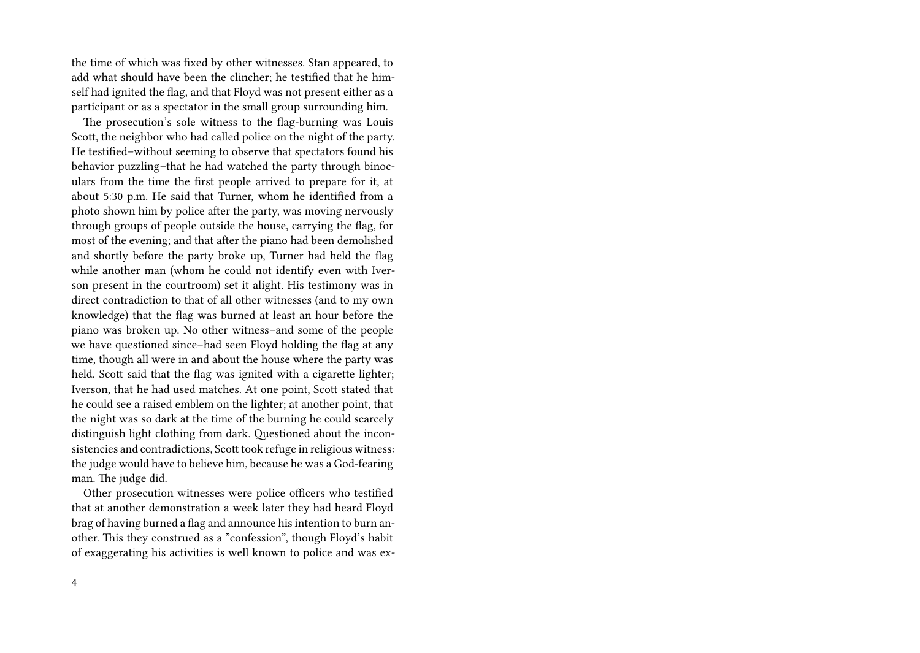the time of which was fixed by other witnesses. Stan appeared, to add what should have been the clincher; he testified that he himself had ignited the flag, and that Floyd was not present either as a participant or as a spectator in the small group surrounding him.

The prosecution's sole witness to the flag-burning was Louis Scott, the neighbor who had called police on the night of the party. He testified–without seeming to observe that spectators found his behavior puzzling–that he had watched the party through binoculars from the time the first people arrived to prepare for it, at about 5:30 p.m. He said that Turner, whom he identified from a photo shown him by police after the party, was moving nervously through groups of people outside the house, carrying the flag, for most of the evening; and that after the piano had been demolished and shortly before the party broke up, Turner had held the flag while another man (whom he could not identify even with Iverson present in the courtroom) set it alight. His testimony was in direct contradiction to that of all other witnesses (and to my own knowledge) that the flag was burned at least an hour before the piano was broken up. No other witness–and some of the people we have questioned since–had seen Floyd holding the flag at any time, though all were in and about the house where the party was held. Scott said that the flag was ignited with a cigarette lighter; Iverson, that he had used matches. At one point, Scott stated that he could see a raised emblem on the lighter; at another point, that the night was so dark at the time of the burning he could scarcely distinguish light clothing from dark. Questioned about the inconsistencies and contradictions, Scott took refuge in religious witness: the judge would have to believe him, because he was a God-fearing man. The judge did.

Other prosecution witnesses were police officers who testified that at another demonstration a week later they had heard Floyd brag of having burned a flag and announce his intention to burn another. This they construed as a "confession", though Floyd's habit of exaggerating his activities is well known to police and was ex-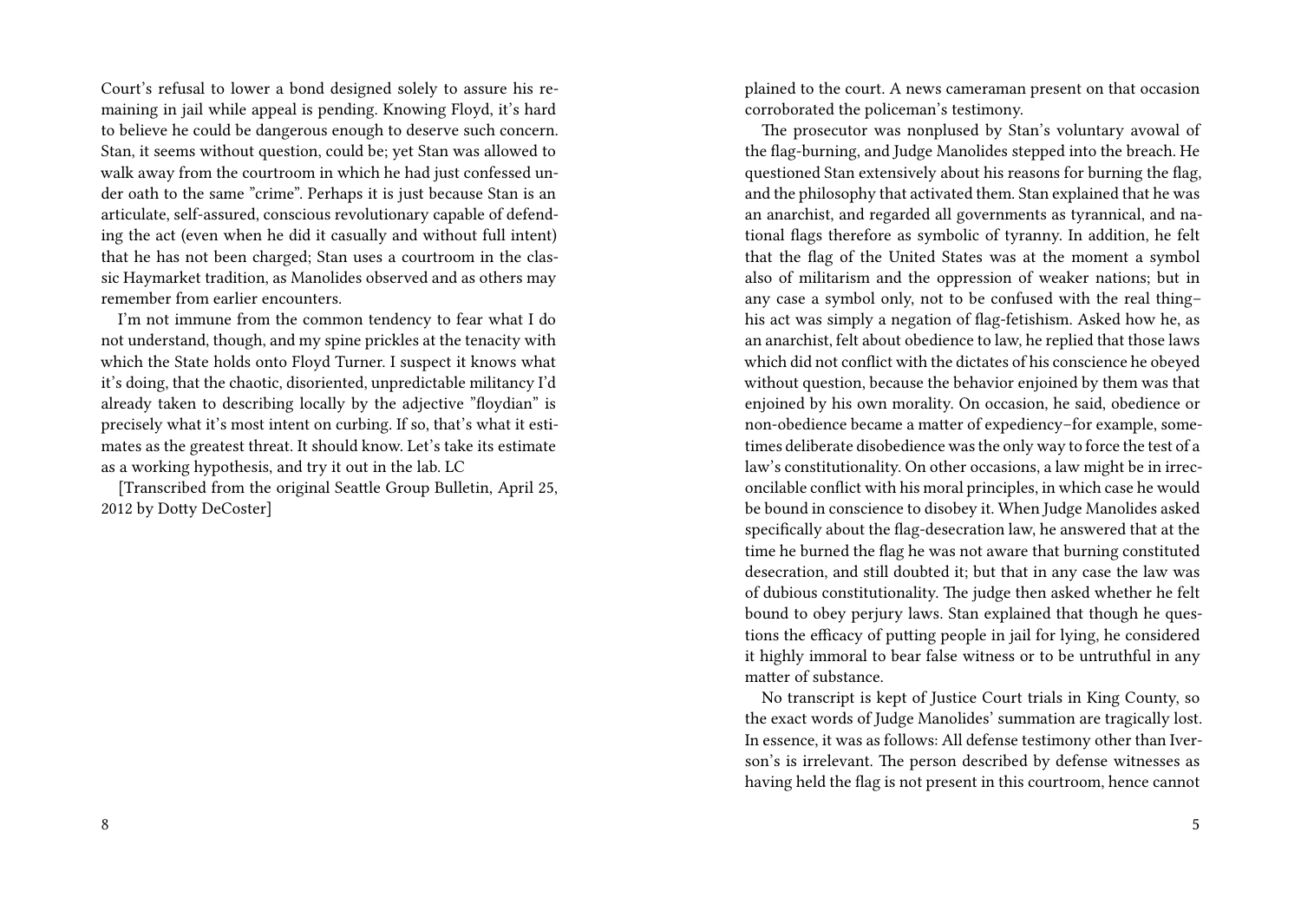Court's refusal to lower a bond designed solely to assure his remaining in jail while appeal is pending. Knowing Floyd, it's hard to believe he could be dangerous enough to deserve such concern. Stan, it seems without question, could be; yet Stan was allowed to walk away from the courtroom in which he had just confessed under oath to the same "crime". Perhaps it is just because Stan is an articulate, self-assured, conscious revolutionary capable of defending the act (even when he did it casually and without full intent) that he has not been charged; Stan uses a courtroom in the classic Haymarket tradition, as Manolides observed and as others may remember from earlier encounters.

I'm not immune from the common tendency to fear what I do not understand, though, and my spine prickles at the tenacity with which the State holds onto Floyd Turner. I suspect it knows what it's doing, that the chaotic, disoriented, unpredictable militancy I'd already taken to describing locally by the adjective "floydian" is precisely what it's most intent on curbing. If so, that's what it estimates as the greatest threat. It should know. Let's take its estimate as a working hypothesis, and try it out in the lab. LC

[Transcribed from the original Seattle Group Bulletin, April 25, 2012 by Dotty DeCoster]

plained to the court. A news cameraman present on that occasion corroborated the policeman's testimony.

The prosecutor was nonplused by Stan's voluntary avowal of the flag-burning, and Judge Manolides stepped into the breach. He questioned Stan extensively about his reasons for burning the flag, and the philosophy that activated them. Stan explained that he was an anarchist, and regarded all governments as tyrannical, and national flags therefore as symbolic of tyranny. In addition, he felt that the flag of the United States was at the moment a symbol also of militarism and the oppression of weaker nations; but in any case a symbol only, not to be confused with the real thing–his act was simply a negation of flag-fetishism. Asked how he, as an anarchist, felt about obedience to law, he replied that those laws which did not conflict with the dictates of his conscience he obeyed without question, because the behavior enjoined by them was that enjoined by his own morality. On occasion, he said, obedience or non-obedience became a matter of expediency–for example, sometimes deliberate disobedience was the only way to force the test of a law's constitutionality. On other occasions, a law might be in irreconcilable conflict with his moral principles, in which case he would be bound in conscience to disobey it. When Judge Manolides asked specifically about the flag-desecration law, he answered that at the time he burned the flag he was not aware that burning constituted desecration, and still doubted it; but that in any case the law was of dubious constitutionality. The judge then asked whether he felt bound to obey perjury laws. Stan explained that though he questions the efficacy of putting people in jail for lying, he considered it highly immoral to bear false witness or to be untruthful in any matter of substance.

No transcript is kept of Justice Court trials in King County, so the exact words of Judge Manolides' summation are tragically lost. In essence, it was as follows: All defense testimony other than Iverson's is irrelevant. The person described by defense witnesses as having held the flag is not present in this courtroom, hence cannot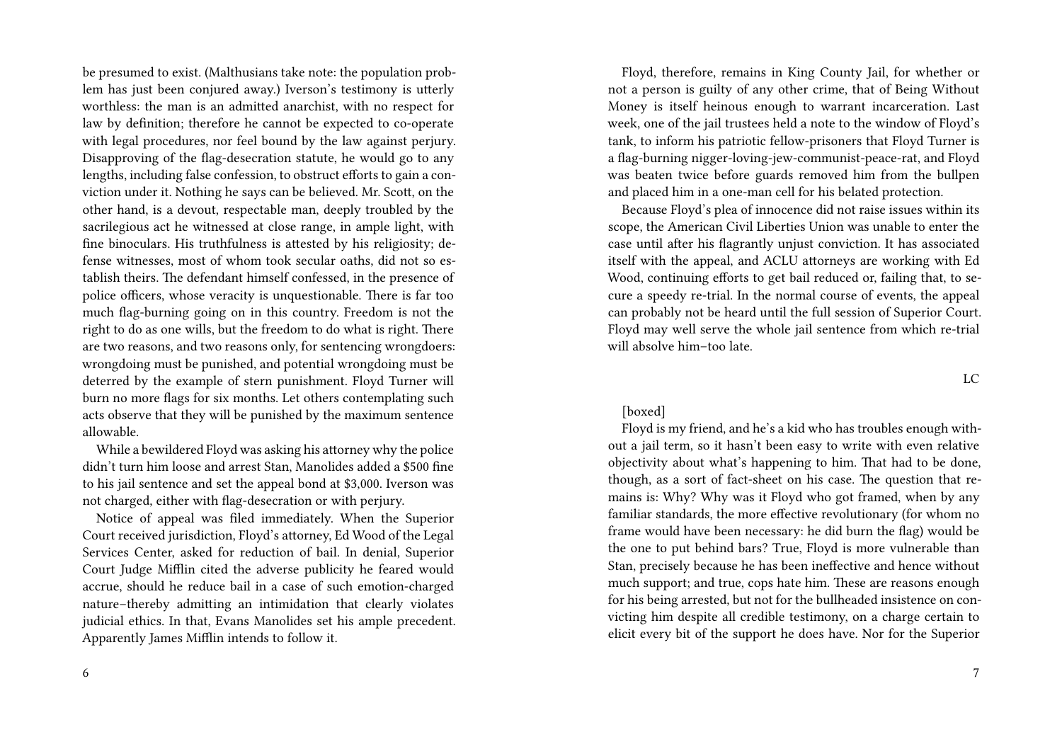be presumed to exist. (Malthusians take note: the population problem has just been conjured away.) Iverson's testimony is utterly worthless: the man is an admitted anarchist, with no respect for law by definition; therefore he cannot be expected to co-operate with legal procedures, nor feel bound by the law against perjury. Disapproving of the flag-desecration statute, he would go to any lengths, including false confession, to obstruct efforts to gain a conviction under it. Nothing he says can be believed. Mr. Scott, on the other hand, is a devout, respectable man, deeply troubled by the sacrilegious act he witnessed at close range, in ample light, with fine binoculars. His truthfulness is attested by his religiosity; defense witnesses, most of whom took secular oaths, did not so establish theirs. The defendant himself confessed, in the presence of police officers, whose veracity is unquestionable. There is far too much flag-burning going on in this country. Freedom is not the right to do as one wills, but the freedom to do what is right. There are two reasons, and two reasons only, for sentencing wrongdoers: wrongdoing must be punished, and potential wrongdoing must be deterred by the example of stern punishment. Floyd Turner will burn no more flags for six months. Let others contemplating such acts observe that they will be punished by the maximum sentence allowable.

While a bewildered Floyd was asking his attorney why the police didn't turn him loose and arrest Stan, Manolides added a $500 fine to his jail sentence and set the appeal bond at $3,000. Iverson was not charged, either with flag-desecration or with perjury.

Notice of appeal was filed immediately. When the Superior Court received jurisdiction, Floyd's attorney, Ed Wood of the Legal Services Center, asked for reduction of bail. In denial, Superior Court Judge Mifflin cited the adverse publicity he feared would accrue, should he reduce bail in a case of such emotion-charged nature–thereby admitting an intimidation that clearly violates judicial ethics. In that, Evans Manolides set his ample precedent. Apparently James Mifflin intends to follow it.

Floyd, therefore, remains in King County Jail, for whether or not a person is guilty of any other crime, that of Being Without Money is itself heinous enough to warrant incarceration. Last week, one of the jail trustees held a note to the window of Floyd's tank, to inform his patriotic fellow-prisoners that Floyd Turner is a flag-burning nigger-loving-jew-communist-peace-rat, and Floyd was beaten twice before guards removed him from the bullpen and placed him in a one-man cell for his belated protection.

Because Floyd's plea of innocence did not raise issues within its scope, the American Civil Liberties Union was unable to enter the case until after his flagrantly unjust conviction. It has associated itself with the appeal, and ACLU attorneys are working with Ed Wood, continuing efforts to get bail reduced or, failing that, to secure a speedy re-trial. In the normal course of events, the appeal can probably not be heard until the full session of Superior Court. Floyd may well serve the whole jail sentence from which re-trial will absolve him–too late.

LC

[boxed]

Floyd is my friend, and he's a kid who has troubles enough without a jail term, so it hasn't been easy to write with even relative objectivity about what's happening to him. That had to be done, though, as a sort of fact-sheet on his case. The question that remains is: Why? Why was it Floyd who got framed, when by any familiar standards, the more effective revolutionary (for whom no frame would have been necessary: he did burn the flag) would be the one to put behind bars? True, Floyd is more vulnerable than Stan, precisely because he has been ineffective and hence without much support; and true, cops hate him. These are reasons enough for his being arrested, but not for the bullheaded insistence on convicting him despite all credible testimony, on a charge certain to elicit every bit of the support he does have. Nor for the Superior